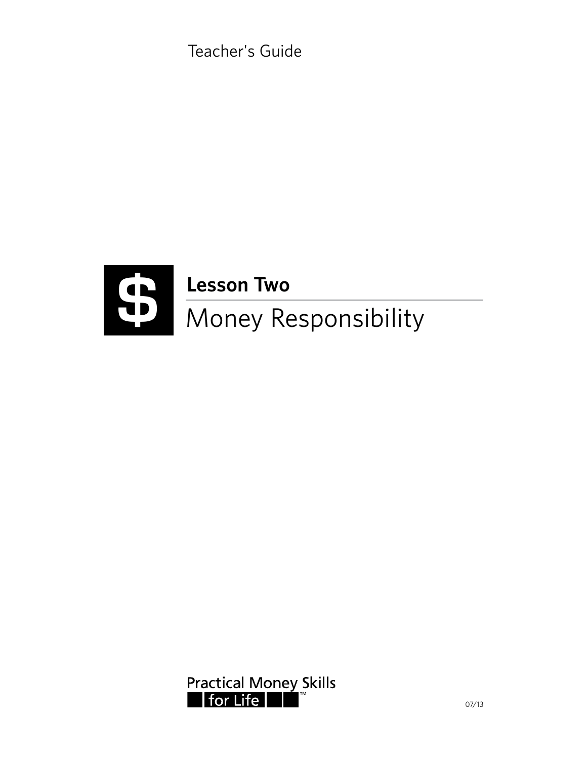Teacher's Guide

# Lesson Two

## Money Responsibility

Practical Money Skills for Life™

07/13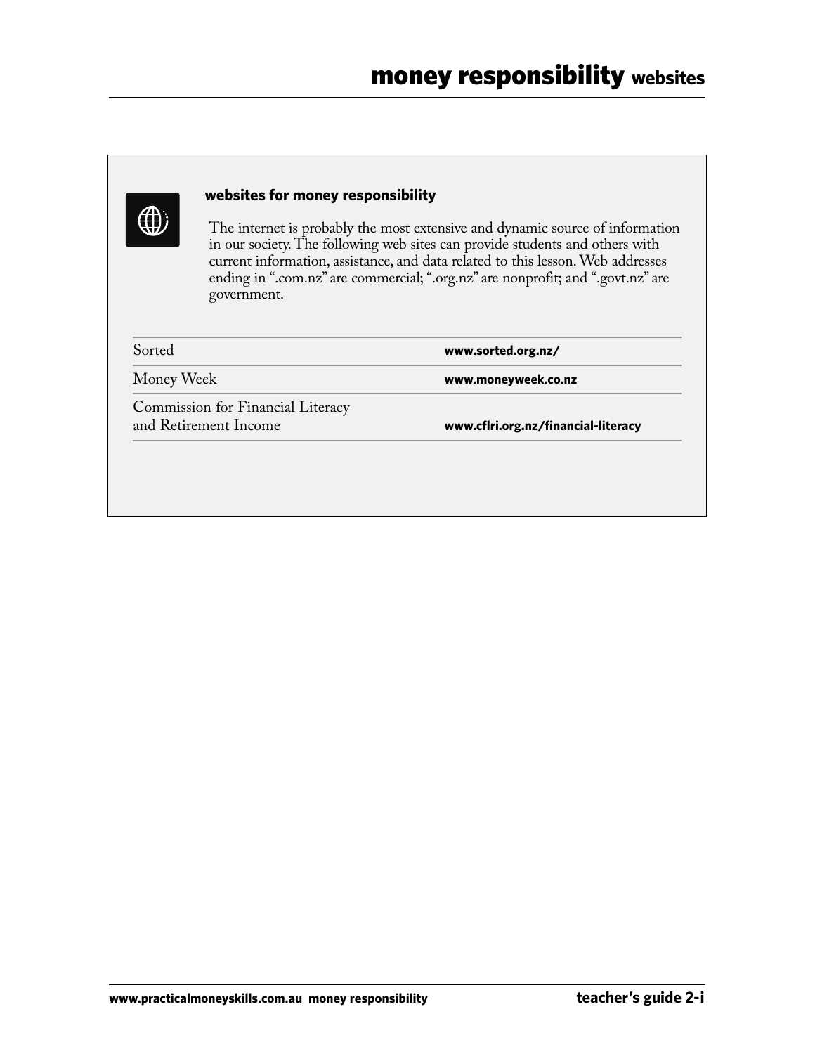# money responsibility websites

## websites for money responsibility

The internet is probably the most extensive and dynamic source of information in our society. The following web sites can provide students and others with current information, assistance, and data related to this lesson. Web addresses ending in ".com.nz" are commercial; ".org.nz" are nonprofit; and ".govt.nz" are government.

| | |
|---|---|
| Sorted | **www.sorted.org.nz/** |
| Money Week | **www.moneyweek.co.nz** |
| Commission for Financial Literacy and Retirement Income | **www.cflri.org.nz/financial-literacy** |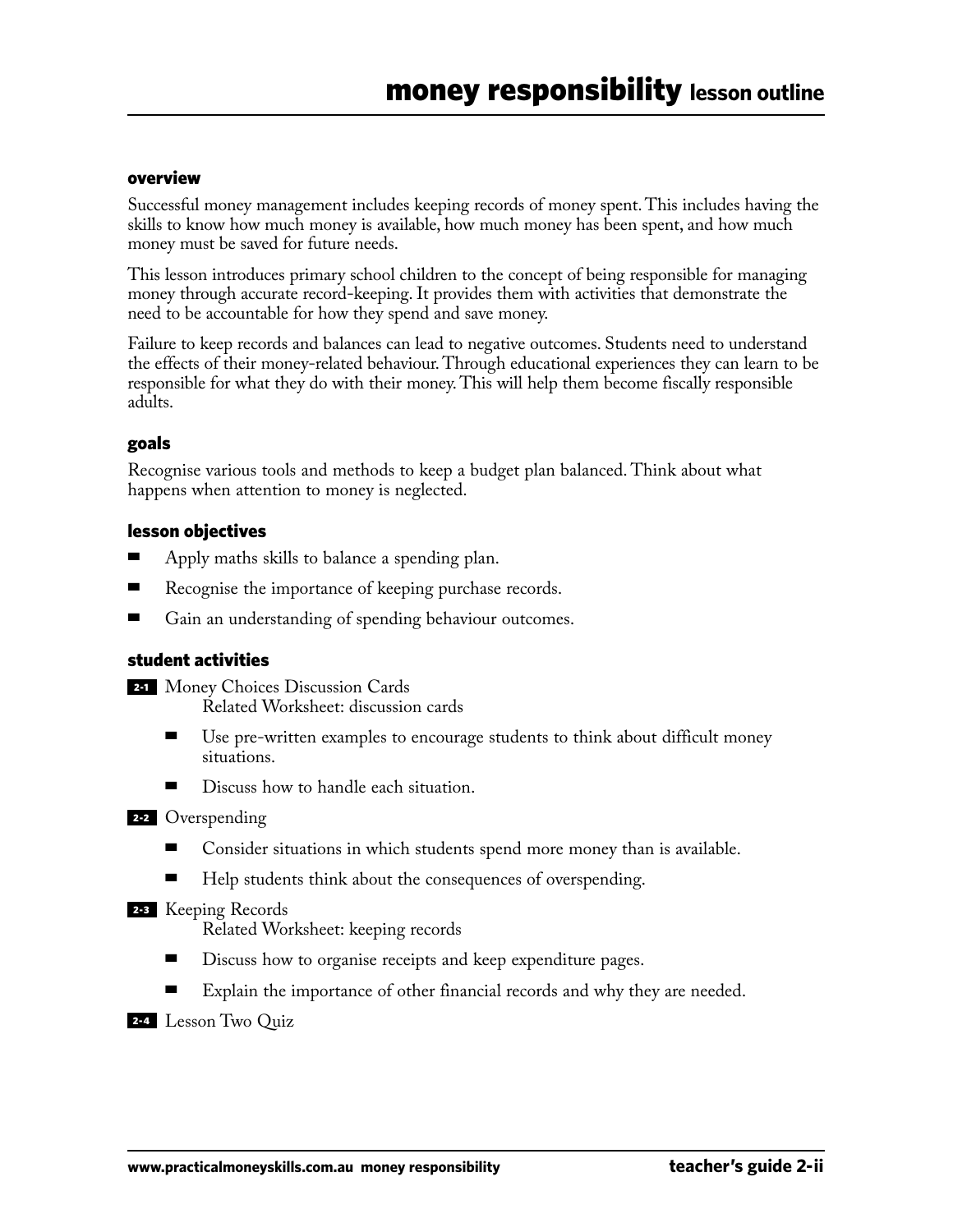# money responsibility lesson outline

## overview

Successful money management includes keeping records of money spent. This includes having the skills to know how much money is available, how much money has been spent, and how much money must be saved for future needs.

This lesson introduces primary school children to the concept of being responsible for managing money through accurate record-keeping. It provides them with activities that demonstrate the need to be accountable for how they spend and save money.

Failure to keep records and balances can lead to negative outcomes. Students need to understand the effects of their money-related behaviour. Through educational experiences they can learn to be responsible for what they do with their money. This will help them become fiscally responsible adults.

## goals

Recognise various tools and methods to keep a budget plan balanced. Think about what happens when attention to money is neglected.

## lesson objectives

- Apply maths skills to balance a spending plan.
- Recognise the importance of keeping purchase records.
- Gain an understanding of spending behaviour outcomes.

## student activities

**2-1** Money Choices Discussion Cards
Related Worksheet: discussion cards

- Use pre-written examples to encourage students to think about difficult money situations.
- Discuss how to handle each situation.

**2-2** Overspending

- Consider situations in which students spend more money than is available.
- Help students think about the consequences of overspending.

**2-3** Keeping Records
Related Worksheet: keeping records

- Discuss how to organise receipts and keep expenditure pages.
- Explain the importance of other financial records and why they are needed.

**2-4** Lesson Two Quiz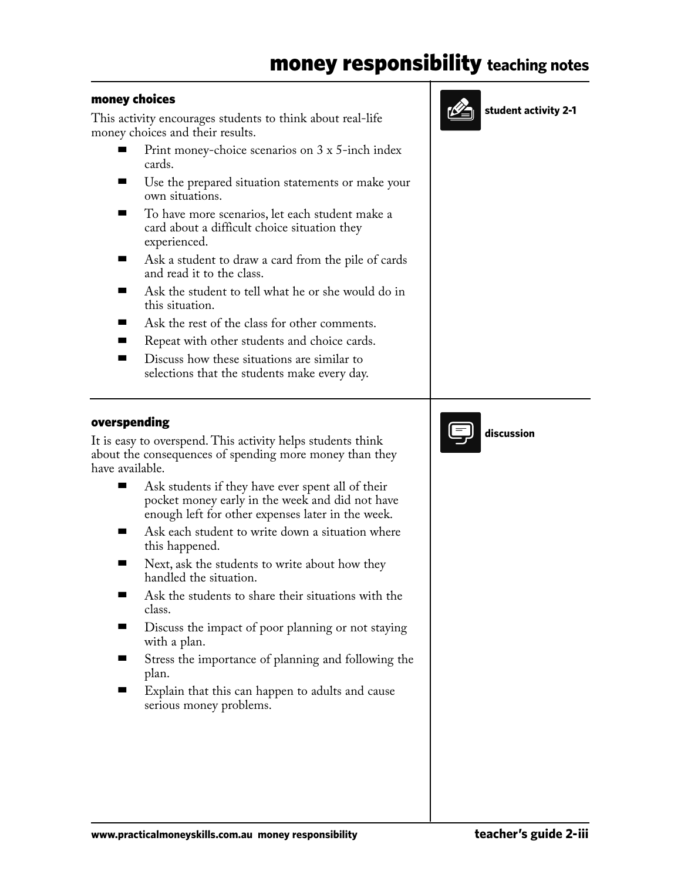# money responsibility teaching notes

## money choices

**student activity 2-1**

This activity encourages students to think about real-life money choices and their results.

- Print money-choice scenarios on 3 x 5-inch index cards.
- Use the prepared situation statements or make your own situations.
- To have more scenarios, let each student make a card about a difficult choice situation they experienced.
- Ask a student to draw a card from the pile of cards and read it to the class.
- Ask the student to tell what he or she would do in this situation.
- Ask the rest of the class for other comments.
- Repeat with other students and choice cards.
- Discuss how these situations are similar to selections that the students make every day.

## overspending

**discussion**

It is easy to overspend. This activity helps students think about the consequences of spending more money than they have available.

- Ask students if they have ever spent all of their pocket money early in the week and did not have enough left for other expenses later in the week.
- Ask each student to write down a situation where this happened.
- Next, ask the students to write about how they handled the situation.
- Ask the students to share their situations with the class.
- Discuss the impact of poor planning or not staying with a plan.
- Stress the importance of planning and following the plan.
- Explain that this can happen to adults and cause serious money problems.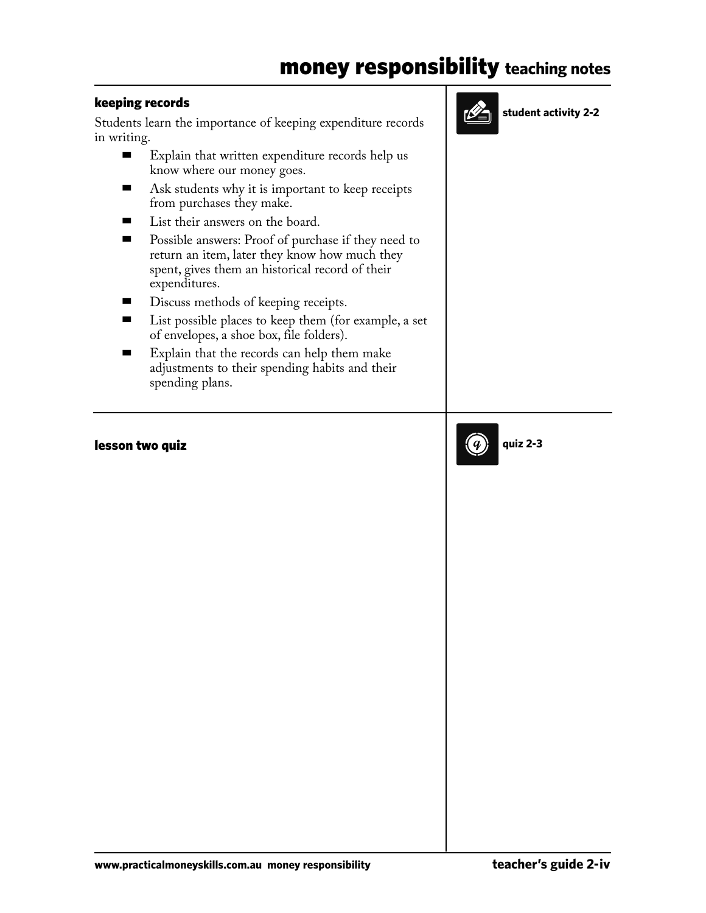## keeping records

Students learn the importance of keeping expenditure records in writing.

- Explain that written expenditure records help us know where our money goes.
- Ask students why it is important to keep receipts from purchases they make.
- List their answers on the board.
- Possible answers: Proof of purchase if they need to return an item, later they know how much they spent, gives them an historical record of their expenditures.
- Discuss methods of keeping receipts.
- List possible places to keep them (for example, a set of envelopes, a shoe box, file folders).
- Explain that the records can help them make adjustments to their spending habits and their spending plans.

**student activity 2-2**

## lesson two quiz

**quiz 2-3**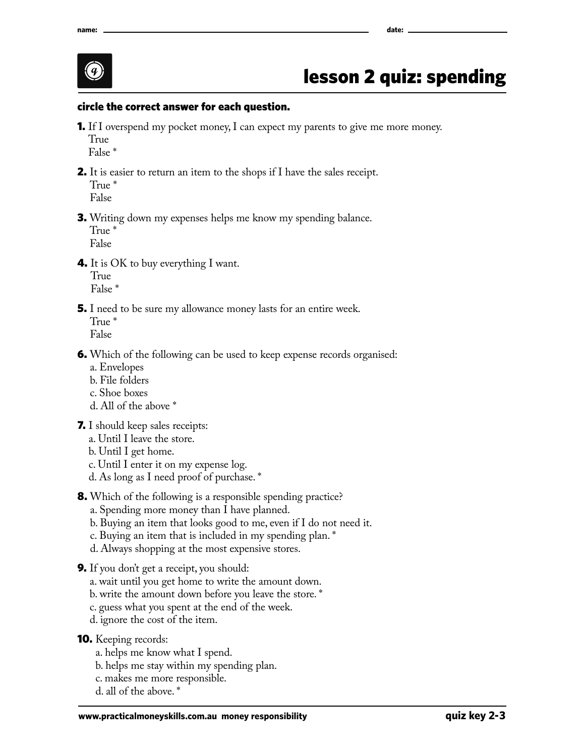name: date:

# lesson 2 quiz: spending

**circle the correct answer for each question.**

**1.** If I overspend my pocket money, I can expect my parents to give me more money.
True
False *

**2.** It is easier to return an item to the shops if I have the sales receipt.
True *
False

**3.** Writing down my expenses helps me know my spending balance.
True *
False

**4.** It is OK to buy everything I want.
True
False *

**5.** I need to be sure my allowance money lasts for an entire week.
True *
False

**6.** Which of the following can be used to keep expense records organised:
a. Envelopes
b. File folders
c. Shoe boxes
d. All of the above *

**7.** I should keep sales receipts:
a. Until I leave the store.
b. Until I get home.
c. Until I enter it on my expense log.
d. As long as I need proof of purchase. *

**8.** Which of the following is a responsible spending practice?
a. Spending more money than I have planned.
b. Buying an item that looks good to me, even if I do not need it.
c. Buying an item that is included in my spending plan. *
d. Always shopping at the most expensive stores.

**9.** If you don't get a receipt, you should:
a. wait until you get home to write the amount down.
b. write the amount down before you leave the store. *
c. guess what you spent at the end of the week.
d. ignore the cost of the item.

**10.** Keeping records:
a. helps me know what I spend.
b. helps me stay within my spending plan.
c. makes me more responsible.
d. all of the above. *